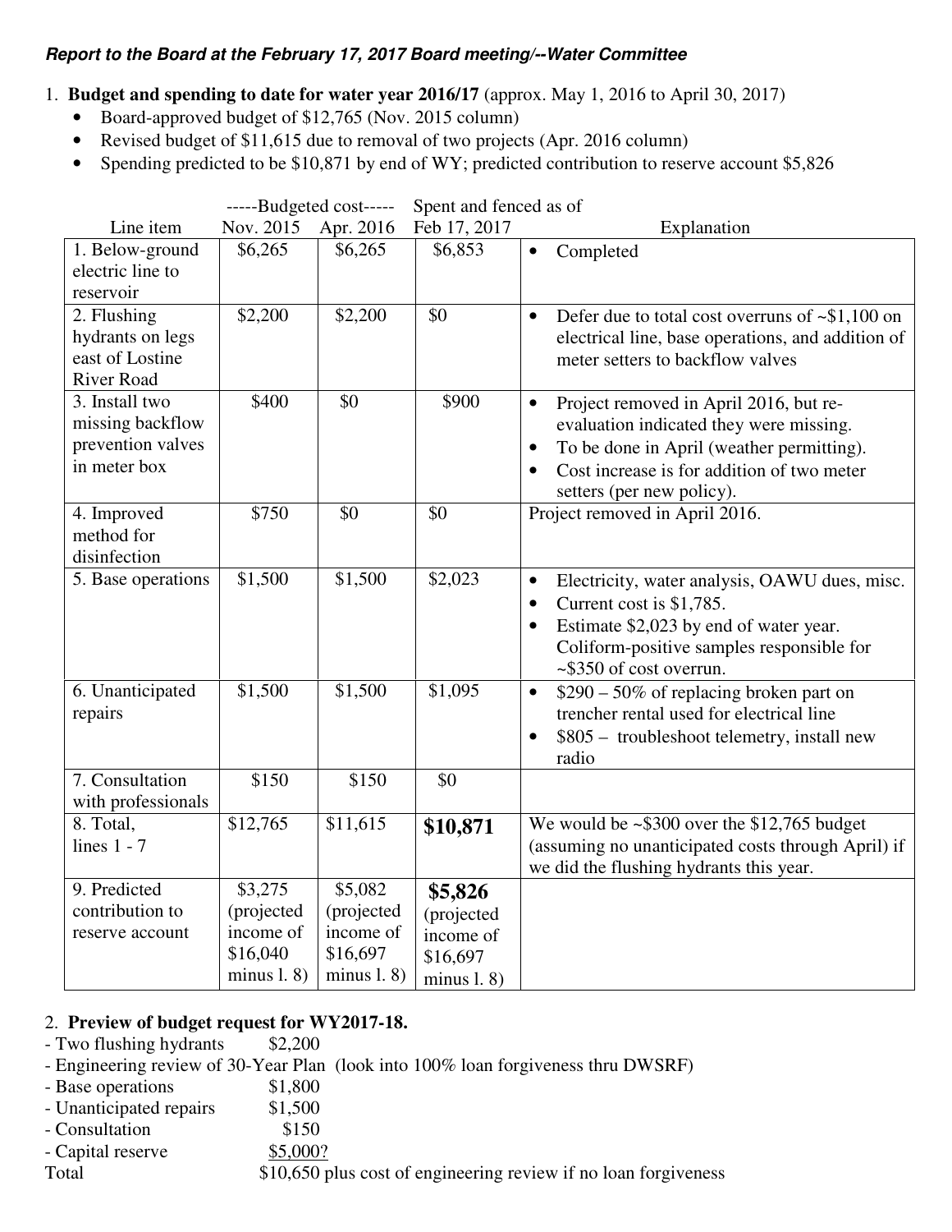***Report to the Board at the February 17, 2017 Board meeting/--Water Committee***

1. **Budget and spending to date for water year 2016/17** (approx. May 1, 2016 to April 30, 2017)
   - Board-approved budget of $12,765 (Nov. 2015 column)
   - Revised budget of $11,615 due to removal of two projects (Apr. 2016 column)
   - Spending predicted to be $10,871 by end of WY; predicted contribution to reserve account $5,826

| | -----Budgeted cost----- | | Spent and fenced as of | |
|---|---|---|---|---|
| Line item | Nov. 2015 | Apr. 2016 | Feb 17, 2017 | Explanation |
| 1. Below-ground electric line to reservoir | $6,265 | $6,265 | $6,853 | • Completed |
| 2. Flushing hydrants on legs east of Lostine River Road | $2,200 | $2,200 | $0 | • Defer due to total cost overruns of ~$1,100 on electrical line, base operations, and addition of meter setters to backflow valves |
| 3. Install two missing backflow prevention valves in meter box | $400 | $0 | $900 | • Project removed in April 2016, but re-evaluation indicated they were missing. • To be done in April (weather permitting). • Cost increase is for addition of two meter setters (per new policy). |
| 4. Improved method for disinfection | $750 | $0 | $0 | Project removed in April 2016. |
| 5. Base operations | $1,500 | $1,500 | $2,023 | • Electricity, water analysis, OAWU dues, misc. • Current cost is $1,785. • Estimate $2,023 by end of water year. Coliform-positive samples responsible for ~$350 of cost overrun. |
| 6. Unanticipated repairs | $1,500 | $1,500 | $1,095 | • $290 – 50% of replacing broken part on trencher rental used for electrical line • $805 – troubleshoot telemetry, install new radio |
| 7. Consultation with professionals | $150 | $150 | $0 | |
| 8. Total, lines 1 - 7 | $12,765 | $11,615 | **$10,871** | We would be ~$300 over the $12,765 budget (assuming no unanticipated costs through April) if we did the flushing hydrants this year. |
| 9. Predicted contribution to reserve account | $3,275 (projected income of $16,040 minus l. 8) | $5,082 (projected income of $16,697 minus l. 8) | **$5,826** (projected income of $16,697 minus l. 8) | |

2. **Preview of budget request for WY2017-18.**

- Two flushing hydrants $2,200
- Engineering review of 30-Year Plan (look into 100% loan forgiveness thru DWSRF)
- Base operations $1,800
- Unanticipated repairs $1,500
- Consultation $150
- Capital reserve $5,000?

Total $10,650 plus cost of engineering review if no loan forgiveness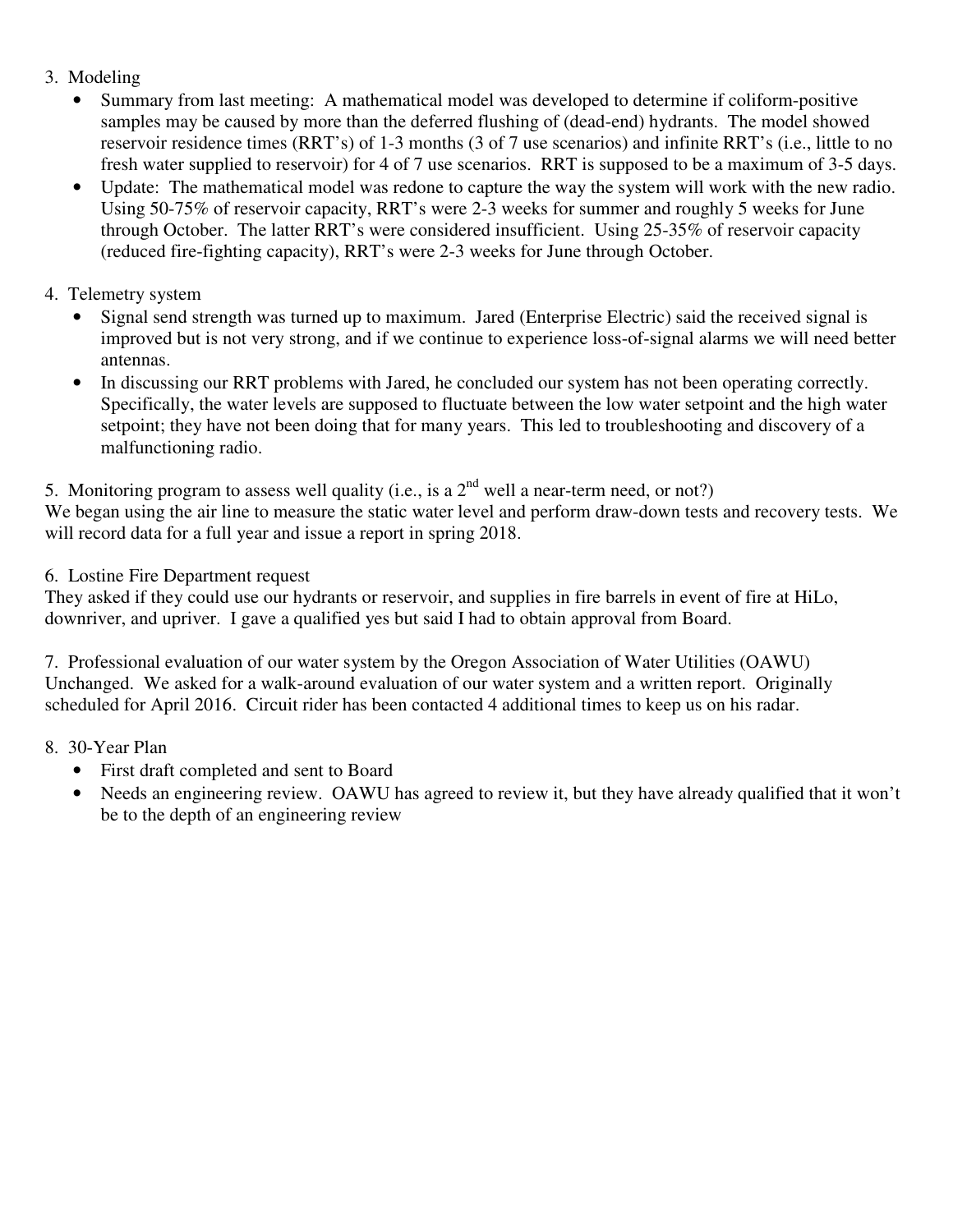3. Modeling

- Summary from last meeting: A mathematical model was developed to determine if coliform-positive samples may be caused by more than the deferred flushing of (dead-end) hydrants. The model showed reservoir residence times (RRT's) of 1-3 months (3 of 7 use scenarios) and infinite RRT's (i.e., little to no fresh water supplied to reservoir) for 4 of 7 use scenarios. RRT is supposed to be a maximum of 3-5 days.
- Update: The mathematical model was redone to capture the way the system will work with the new radio. Using 50-75% of reservoir capacity, RRT's were 2-3 weeks for summer and roughly 5 weeks for June through October. The latter RRT's were considered insufficient. Using 25-35% of reservoir capacity (reduced fire-fighting capacity), RRT's were 2-3 weeks for June through October.

4. Telemetry system

- Signal send strength was turned up to maximum. Jared (Enterprise Electric) said the received signal is improved but is not very strong, and if we continue to experience loss-of-signal alarms we will need better antennas.
- In discussing our RRT problems with Jared, he concluded our system has not been operating correctly. Specifically, the water levels are supposed to fluctuate between the low water setpoint and the high water setpoint; they have not been doing that for many years. This led to troubleshooting and discovery of a malfunctioning radio.

5. Monitoring program to assess well quality (i.e., is a 2nd well a near-term need, or not?)
We began using the air line to measure the static water level and perform draw-down tests and recovery tests. We will record data for a full year and issue a report in spring 2018.

6. Lostine Fire Department request
They asked if they could use our hydrants or reservoir, and supplies in fire barrels in event of fire at HiLo, downriver, and upriver. I gave a qualified yes but said I had to obtain approval from Board.

7. Professional evaluation of our water system by the Oregon Association of Water Utilities (OAWU)
Unchanged. We asked for a walk-around evaluation of our water system and a written report. Originally scheduled for April 2016. Circuit rider has been contacted 4 additional times to keep us on his radar.

8. 30-Year Plan

- First draft completed and sent to Board
- Needs an engineering review. OAWU has agreed to review it, but they have already qualified that it won't be to the depth of an engineering review